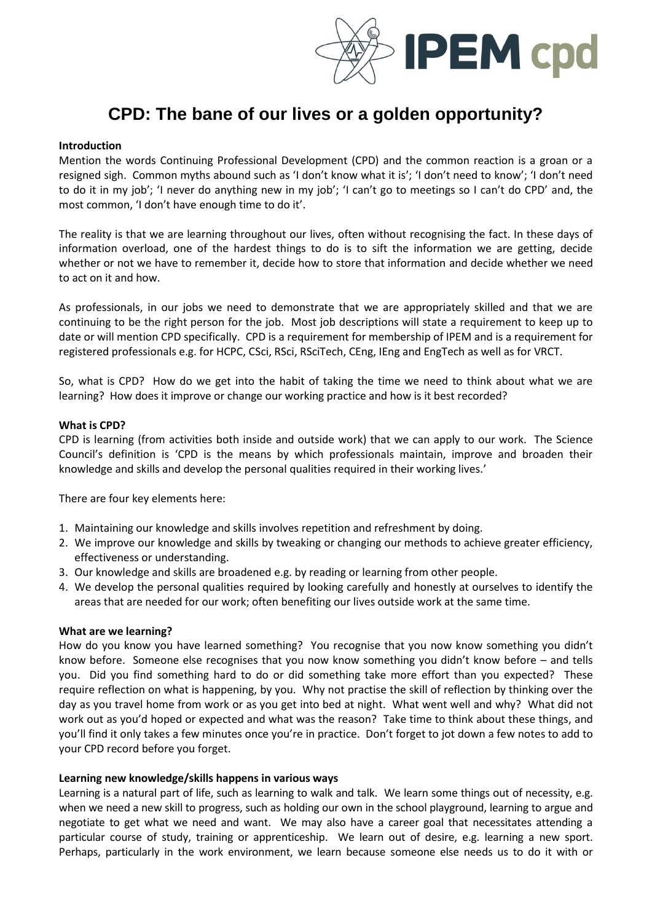# CPD: The bane of our lives or a golden opportunity?

**Introduction**

Mention the words Continuing Professional Development (CPD) and the common reaction is a groan or a resigned sigh. Common myths abound such as 'I don't know what it is'; 'I don't need to know'; 'I don't need to do it in my job'; 'I never do anything new in my job'; 'I can't go to meetings so I can't do CPD' and, the most common, 'I don't have enough time to do it'.

The reality is that we are learning throughout our lives, often without recognising the fact. In these days of information overload, one of the hardest things to do is to sift the information we are getting, decide whether or not we have to remember it, decide how to store that information and decide whether we need to act on it and how.

As professionals, in our jobs we need to demonstrate that we are appropriately skilled and that we are continuing to be the right person for the job. Most job descriptions will state a requirement to keep up to date or will mention CPD specifically. CPD is a requirement for membership of IPEM and is a requirement for registered professionals e.g. for HCPC, CSci, RSci, RSciTech, CEng, IEng and EngTech as well as for VRCT.

So, what is CPD? How do we get into the habit of taking the time we need to think about what we are learning? How does it improve or change our working practice and how is it best recorded?

**What is CPD?**

CPD is learning (from activities both inside and outside work) that we can apply to our work. The Science Council's definition is 'CPD is the means by which professionals maintain, improve and broaden their knowledge and skills and develop the personal qualities required in their working lives.'

There are four key elements here:

1. Maintaining our knowledge and skills involves repetition and refreshment by doing.
2. We improve our knowledge and skills by tweaking or changing our methods to achieve greater efficiency, effectiveness or understanding.
3. Our knowledge and skills are broadened e.g. by reading or learning from other people.
4. We develop the personal qualities required by looking carefully and honestly at ourselves to identify the areas that are needed for our work; often benefiting our lives outside work at the same time.

**What are we learning?**

How do you know you have learned something? You recognise that you now know something you didn't know before. Someone else recognises that you now know something you didn't know before – and tells you. Did you find something hard to do or did something take more effort than you expected? These require reflection on what is happening, by you. Why not practise the skill of reflection by thinking over the day as you travel home from work or as you get into bed at night. What went well and why? What did not work out as you'd hoped or expected and what was the reason? Take time to think about these things, and you'll find it only takes a few minutes once you're in practice. Don't forget to jot down a few notes to add to your CPD record before you forget.

**Learning new knowledge/skills happens in various ways**

Learning is a natural part of life, such as learning to walk and talk. We learn some things out of necessity, e.g. when we need a new skill to progress, such as holding our own in the school playground, learning to argue and negotiate to get what we need and want. We may also have a career goal that necessitates attending a particular course of study, training or apprenticeship. We learn out of desire, e.g. learning a new sport. Perhaps, particularly in the work environment, we learn because someone else needs us to do it with or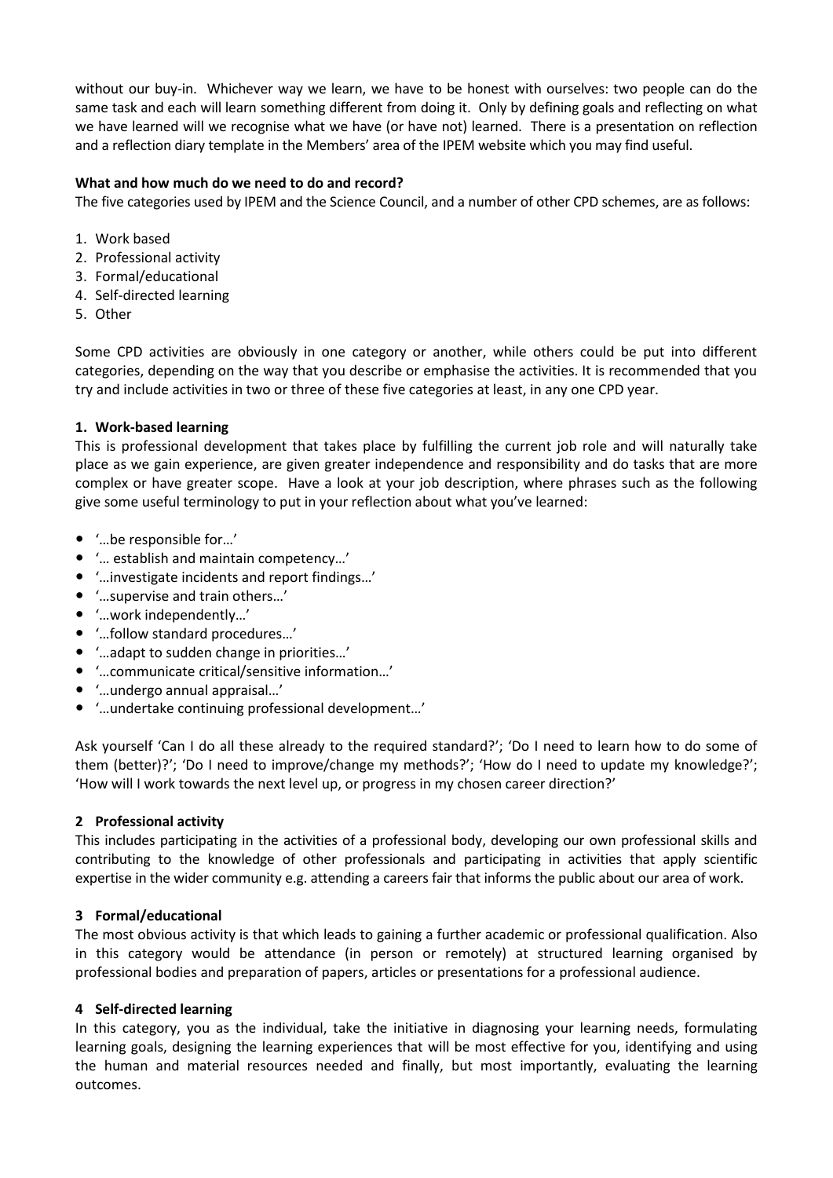without our buy-in. Whichever way we learn, we have to be honest with ourselves: two people can do the same task and each will learn something different from doing it. Only by defining goals and reflecting on what we have learned will we recognise what we have (or have not) learned. There is a presentation on reflection and a reflection diary template in the Members' area of the IPEM website which you may find useful.

**What and how much do we need to do and record?**

The five categories used by IPEM and the Science Council, and a number of other CPD schemes, are as follows:

1. Work based
2. Professional activity
3. Formal/educational
4. Self-directed learning
5. Other

Some CPD activities are obviously in one category or another, while others could be put into different categories, depending on the way that you describe or emphasise the activities. It is recommended that you try and include activities in two or three of these five categories at least, in any one CPD year.

**1. Work-based learning**

This is professional development that takes place by fulfilling the current job role and will naturally take place as we gain experience, are given greater independence and responsibility and do tasks that are more complex or have greater scope. Have a look at your job description, where phrases such as the following give some useful terminology to put in your reflection about what you've learned:

- '…be responsible for…'
- '… establish and maintain competency…'
- '…investigate incidents and report findings…'
- '…supervise and train others…'
- '…work independently…'
- '…follow standard procedures…'
- '…adapt to sudden change in priorities…'
- '…communicate critical/sensitive information…'
- '…undergo annual appraisal…'
- '…undertake continuing professional development…'

Ask yourself 'Can I do all these already to the required standard?'; 'Do I need to learn how to do some of them (better)?'; 'Do I need to improve/change my methods?'; 'How do I need to update my knowledge?'; 'How will I work towards the next level up, or progress in my chosen career direction?'

**2 Professional activity**

This includes participating in the activities of a professional body, developing our own professional skills and contributing to the knowledge of other professionals and participating in activities that apply scientific expertise in the wider community e.g. attending a careers fair that informs the public about our area of work.

**3 Formal/educational**

The most obvious activity is that which leads to gaining a further academic or professional qualification. Also in this category would be attendance (in person or remotely) at structured learning organised by professional bodies and preparation of papers, articles or presentations for a professional audience.

**4 Self-directed learning**

In this category, you as the individual, take the initiative in diagnosing your learning needs, formulating learning goals, designing the learning experiences that will be most effective for you, identifying and using the human and material resources needed and finally, but most importantly, evaluating the learning outcomes.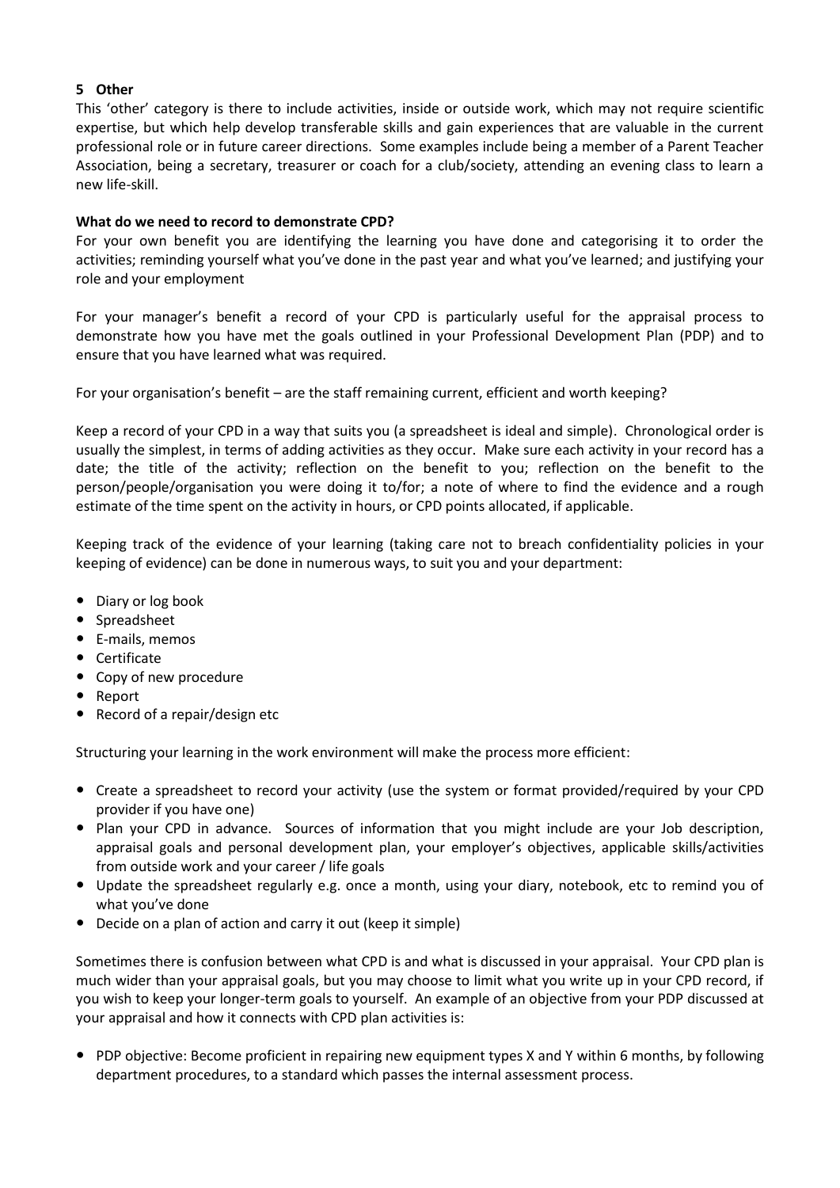**5 Other**

This 'other' category is there to include activities, inside or outside work, which may not require scientific expertise, but which help develop transferable skills and gain experiences that are valuable in the current professional role or in future career directions. Some examples include being a member of a Parent Teacher Association, being a secretary, treasurer or coach for a club/society, attending an evening class to learn a new life-skill.

**What do we need to record to demonstrate CPD?**

For your own benefit you are identifying the learning you have done and categorising it to order the activities; reminding yourself what you've done in the past year and what you've learned; and justifying your role and your employment

For your manager's benefit a record of your CPD is particularly useful for the appraisal process to demonstrate how you have met the goals outlined in your Professional Development Plan (PDP) and to ensure that you have learned what was required.

For your organisation's benefit – are the staff remaining current, efficient and worth keeping?

Keep a record of your CPD in a way that suits you (a spreadsheet is ideal and simple). Chronological order is usually the simplest, in terms of adding activities as they occur. Make sure each activity in your record has a date; the title of the activity; reflection on the benefit to you; reflection on the benefit to the person/people/organisation you were doing it to/for; a note of where to find the evidence and a rough estimate of the time spent on the activity in hours, or CPD points allocated, if applicable.

Keeping track of the evidence of your learning (taking care not to breach confidentiality policies in your keeping of evidence) can be done in numerous ways, to suit you and your department:

- Diary or log book
- Spreadsheet
- E-mails, memos
- Certificate
- Copy of new procedure
- Report
- Record of a repair/design etc

Structuring your learning in the work environment will make the process more efficient:

- Create a spreadsheet to record your activity (use the system or format provided/required by your CPD provider if you have one)
- Plan your CPD in advance. Sources of information that you might include are your Job description, appraisal goals and personal development plan, your employer's objectives, applicable skills/activities from outside work and your career / life goals
- Update the spreadsheet regularly e.g. once a month, using your diary, notebook, etc to remind you of what you've done
- Decide on a plan of action and carry it out (keep it simple)

Sometimes there is confusion between what CPD is and what is discussed in your appraisal. Your CPD plan is much wider than your appraisal goals, but you may choose to limit what you write up in your CPD record, if you wish to keep your longer-term goals to yourself. An example of an objective from your PDP discussed at your appraisal and how it connects with CPD plan activities is:

- PDP objective: Become proficient in repairing new equipment types X and Y within 6 months, by following department procedures, to a standard which passes the internal assessment process.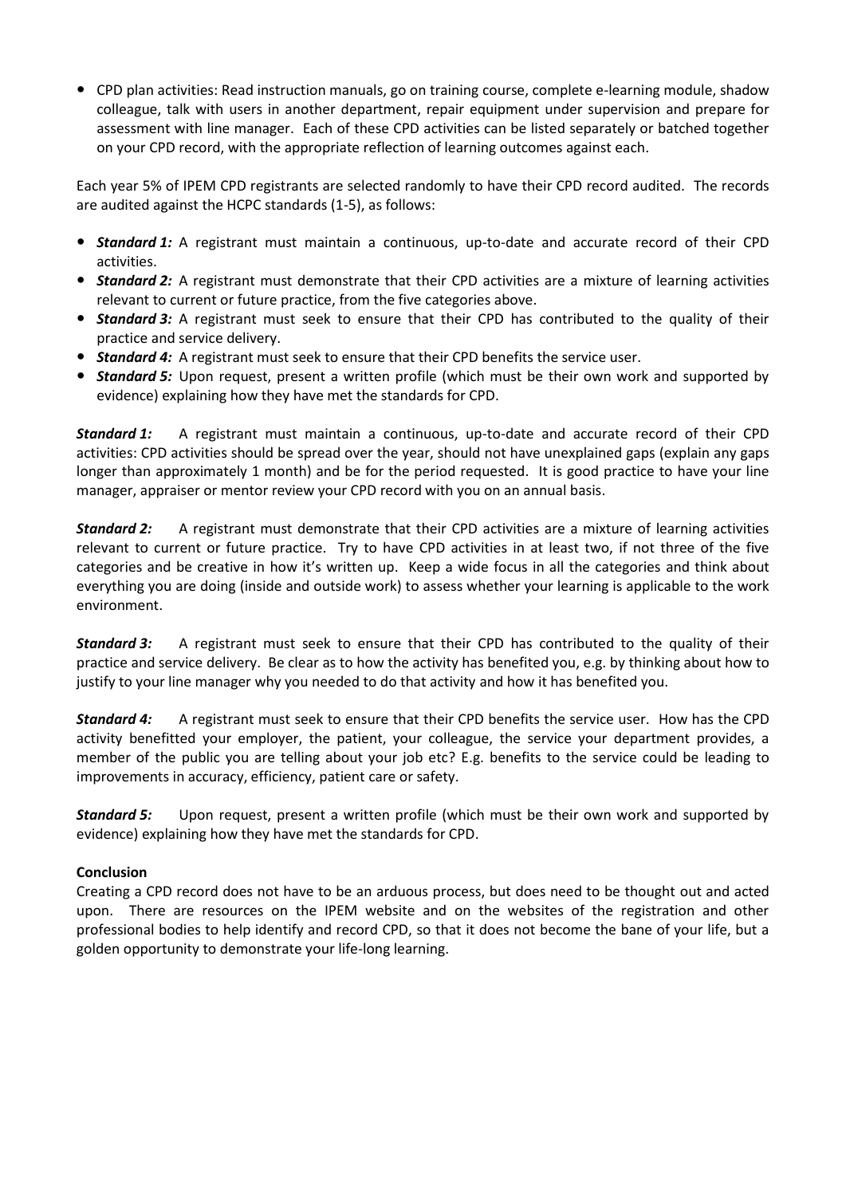- CPD plan activities: Read instruction manuals, go on training course, complete e-learning module, shadow colleague, talk with users in another department, repair equipment under supervision and prepare for assessment with line manager. Each of these CPD activities can be listed separately or batched together on your CPD record, with the appropriate reflection of learning outcomes against each.

Each year 5% of IPEM CPD registrants are selected randomly to have their CPD record audited. The records are audited against the HCPC standards (1-5), as follows:

- ***Standard 1:*** A registrant must maintain a continuous, up-to-date and accurate record of their CPD activities.
- ***Standard 2:*** A registrant must demonstrate that their CPD activities are a mixture of learning activities relevant to current or future practice, from the five categories above.
- ***Standard 3:*** A registrant must seek to ensure that their CPD has contributed to the quality of their practice and service delivery.
- ***Standard 4:*** A registrant must seek to ensure that their CPD benefits the service user.
- ***Standard 5:*** Upon request, present a written profile (which must be their own work and supported by evidence) explaining how they have met the standards for CPD.

***Standard 1:*** A registrant must maintain a continuous, up-to-date and accurate record of their CPD activities: CPD activities should be spread over the year, should not have unexplained gaps (explain any gaps longer than approximately 1 month) and be for the period requested. It is good practice to have your line manager, appraiser or mentor review your CPD record with you on an annual basis.

***Standard 2:*** A registrant must demonstrate that their CPD activities are a mixture of learning activities relevant to current or future practice. Try to have CPD activities in at least two, if not three of the five categories and be creative in how it's written up. Keep a wide focus in all the categories and think about everything you are doing (inside and outside work) to assess whether your learning is applicable to the work environment.

***Standard 3:*** A registrant must seek to ensure that their CPD has contributed to the quality of their practice and service delivery. Be clear as to how the activity has benefited you, e.g. by thinking about how to justify to your line manager why you needed to do that activity and how it has benefited you.

***Standard 4:*** A registrant must seek to ensure that their CPD benefits the service user. How has the CPD activity benefitted your employer, the patient, your colleague, the service your department provides, a member of the public you are telling about your job etc? E.g. benefits to the service could be leading to improvements in accuracy, efficiency, patient care or safety.

***Standard 5:*** Upon request, present a written profile (which must be their own work and supported by evidence) explaining how they have met the standards for CPD.

**Conclusion**

Creating a CPD record does not have to be an arduous process, but does need to be thought out and acted upon. There are resources on the IPEM website and on the websites of the registration and other professional bodies to help identify and record CPD, so that it does not become the bane of your life, but a golden opportunity to demonstrate your life-long learning.